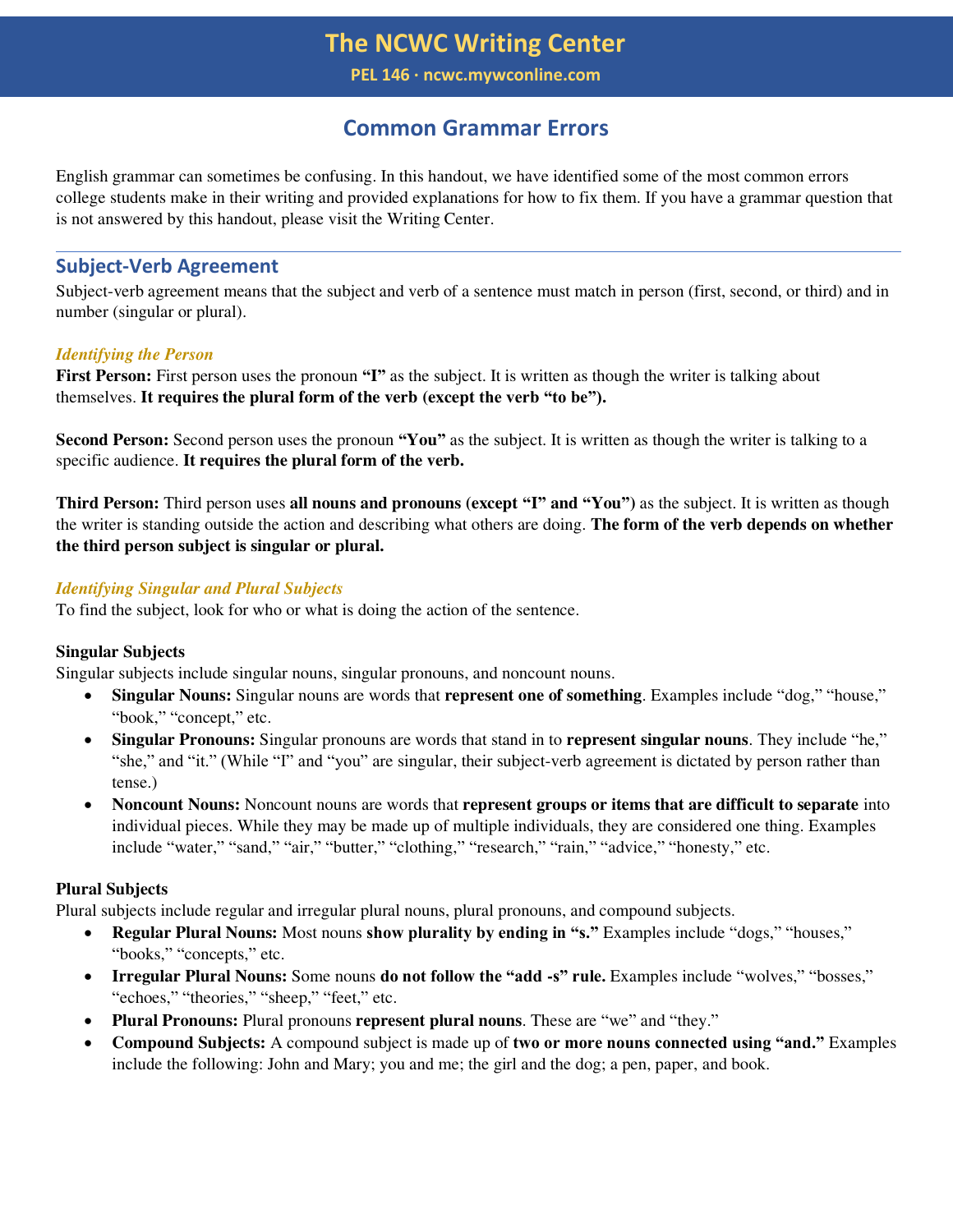# The NCWC Writing Center

**PEL 146 · ncwc.mywconline.com**

## Common Grammar Errors

English grammar can sometimes be confusing. In this handout, we have identified some of the most common errors college students make in their writing and provided explanations for how to fix them. If you have a grammar question that is not answered by this handout, please visit the Writing Center.

---

## Subject-Verb Agreement

Subject-verb agreement means that the subject and verb of a sentence must match in person (first, second, or third) and in number (singular or plural).

### *Identifying the Person*

**First Person:** First person uses the pronoun **"I"** as the subject. It is written as though the writer is talking about themselves. **It requires the plural form of the verb (except the verb "to be").**

**Second Person:** Second person uses the pronoun **"You"** as the subject. It is written as though the writer is talking to a specific audience. **It requires the plural form of the verb.**

**Third Person:** Third person uses **all nouns and pronouns (except "I" and "You")** as the subject. It is written as though the writer is standing outside the action and describing what others are doing. **The form of the verb depends on whether the third person subject is singular or plural.**

### *Identifying Singular and Plural Subjects*

To find the subject, look for who or what is doing the action of the sentence.

**Singular Subjects**

Singular subjects include singular nouns, singular pronouns, and noncount nouns.

- **Singular Nouns:** Singular nouns are words that **represent one of something**. Examples include "dog," "house," "book," "concept," etc.
- **Singular Pronouns:** Singular pronouns are words that stand in to **represent singular nouns**. They include "he," "she," and "it." (While "I" and "you" are singular, their subject-verb agreement is dictated by person rather than tense.)
- **Noncount Nouns:** Noncount nouns are words that **represent groups or items that are difficult to separate** into individual pieces. While they may be made up of multiple individuals, they are considered one thing. Examples include "water," "sand," "air," "butter," "clothing," "research," "rain," "advice," "honesty," etc.

**Plural Subjects**

Plural subjects include regular and irregular plural nouns, plural pronouns, and compound subjects.

- **Regular Plural Nouns:** Most nouns **show plurality by ending in "s."** Examples include "dogs," "houses," "books," "concepts," etc.
- **Irregular Plural Nouns:** Some nouns **do not follow the "add -s" rule.** Examples include "wolves," "bosses," "echoes," "theories," "sheep," "feet," etc.
- **Plural Pronouns:** Plural pronouns **represent plural nouns**. These are "we" and "they."
- **Compound Subjects:** A compound subject is made up of **two or more nouns connected using "and."** Examples include the following: John and Mary; you and me; the girl and the dog; a pen, paper, and book.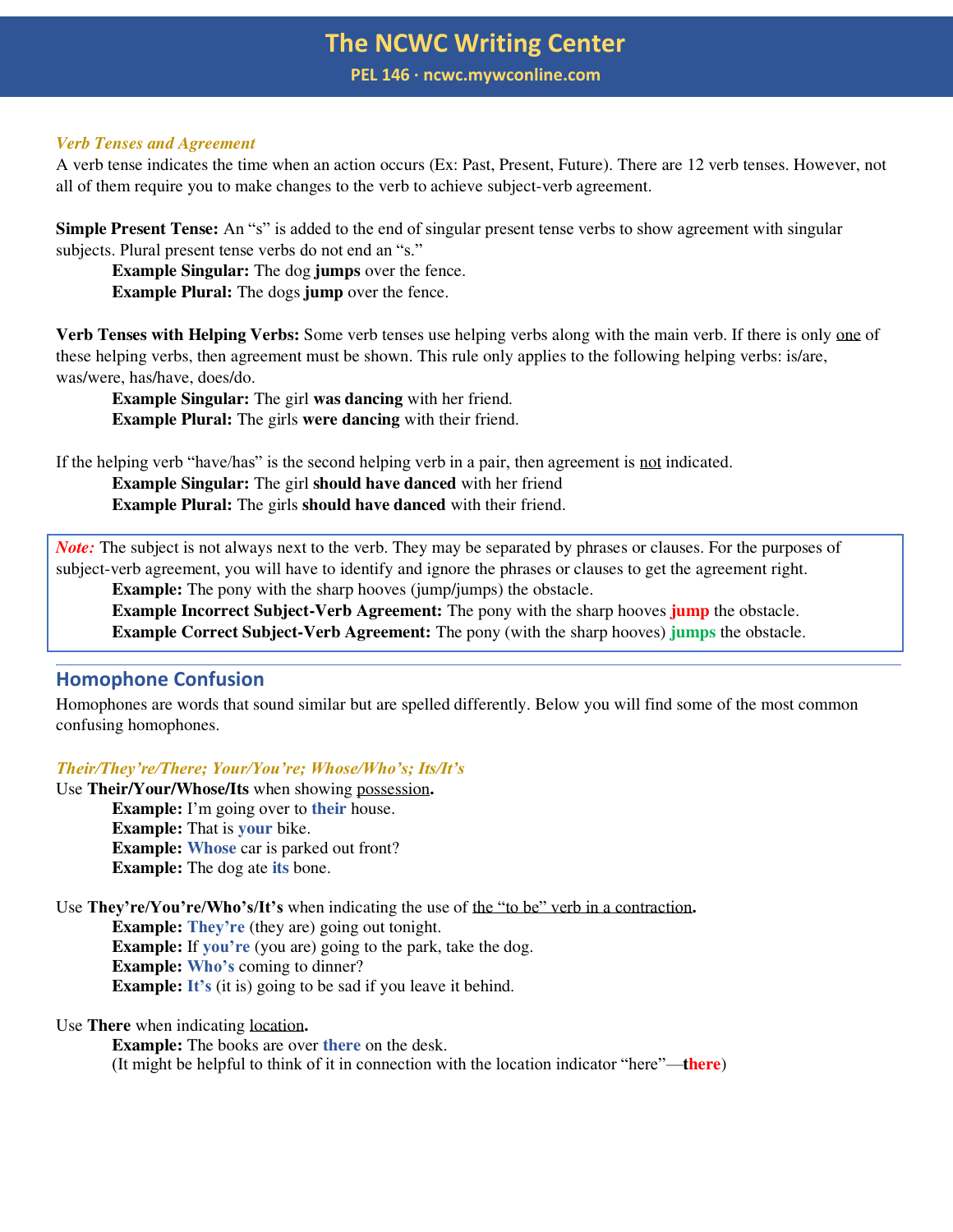*Verb Tenses and Agreement*

A verb tense indicates the time when an action occurs (Ex: Past, Present, Future). There are 12 verb tenses. However, not all of them require you to make changes to the verb to achieve subject-verb agreement.

**Simple Present Tense:** An "s" is added to the end of singular present tense verbs to show agreement with singular subjects. Plural present tense verbs do not end an "s."

> **Example Singular:** The dog **jumps** over the fence.
> **Example Plural:** The dogs **jump** over the fence.

**Verb Tenses with Helping Verbs:** Some verb tenses use helping verbs along with the main verb. If there is only one of these helping verbs, then agreement must be shown. This rule only applies to the following helping verbs: is/are, was/were, has/have, does/do.

> **Example Singular:** The girl **was dancing** with her friend.
> **Example Plural:** The girls **were dancing** with their friend.

If the helping verb "have/has" is the second helping verb in a pair, then agreement is not indicated.

> **Example Singular:** The girl **should have danced** with her friend
> **Example Plural:** The girls **should have danced** with their friend.

*Note:* The subject is not always next to the verb. They may be separated by phrases or clauses. For the purposes of subject-verb agreement, you will have to identify and ignore the phrases or clauses to get the agreement right.

> **Example:** The pony with the sharp hooves (jump/jumps) the obstacle.
> **Example Incorrect Subject-Verb Agreement:** The pony with the sharp hooves **jump** the obstacle.
> **Example Correct Subject-Verb Agreement:** The pony (with the sharp hooves) **jumps** the obstacle.

---

## Homophone Confusion

Homophones are words that sound similar but are spelled differently. Below you will find some of the most common confusing homophones.

*Their/They're/There; Your/You're; Whose/Who's; Its/It's*

Use **Their/Your/Whose/Its** when showing possession**.**

> **Example:** I'm going over to **their** house.
> **Example:** That is **your** bike.
> **Example:** **Whose** car is parked out front?
> **Example:** The dog ate **its** bone.

Use **They're/You're/Who's/It's** when indicating the use of the "to be" verb in a contraction**.**

> **Example:** **They're** (they are) going out tonight.
> **Example:** If **you're** (you are) going to the park, take the dog.
> **Example:** **Who's** coming to dinner?
> **Example:** **It's** (it is) going to be sad if you leave it behind.

Use **There** when indicating location**.**

> **Example:** The books are over **there** on the desk.
> (It might be helpful to think of it in connection with the location indicator "here"—**there**)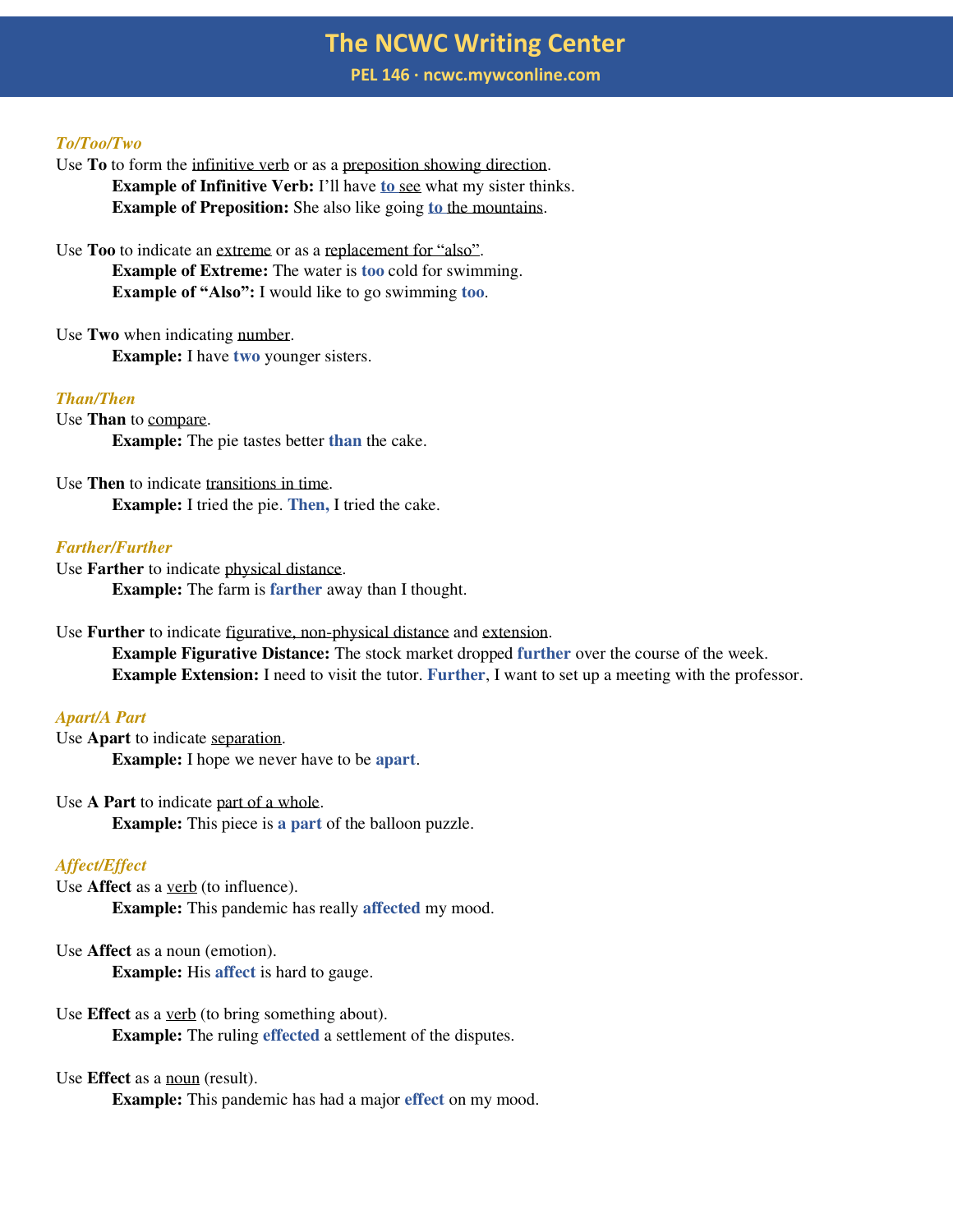### *To/Too/Two*

Use **To** to form the infinitive verb or as a preposition showing direction.

**Example of Infinitive Verb:** I'll have **to** see what my sister thinks.
**Example of Preposition:** She also like going **to** the mountains.

Use **Too** to indicate an extreme or as a replacement for "also".

**Example of Extreme:** The water is **too** cold for swimming.
**Example of "Also":** I would like to go swimming **too**.

Use **Two** when indicating number.

**Example:** I have **two** younger sisters.

### *Than/Then*

Use **Than** to compare.

**Example:** The pie tastes better **than** the cake.

Use **Then** to indicate transitions in time.

**Example:** I tried the pie. **Then,** I tried the cake.

### *Farther/Further*

Use **Farther** to indicate physical distance.

**Example:** The farm is **farther** away than I thought.

Use **Further** to indicate figurative, non-physical distance and extension.

**Example Figurative Distance:** The stock market dropped **further** over the course of the week.
**Example Extension:** I need to visit the tutor. **Further**, I want to set up a meeting with the professor.

### *Apart/A Part*

Use **Apart** to indicate separation.

**Example:** I hope we never have to be **apart**.

Use **A Part** to indicate part of a whole.

**Example:** This piece is **a part** of the balloon puzzle.

### *Affect/Effect*

Use **Affect** as a verb (to influence).

**Example:** This pandemic has really **affected** my mood.

Use **Affect** as a noun (emotion).

**Example:** His **affect** is hard to gauge.

Use **Effect** as a verb (to bring something about).

**Example:** The ruling **effected** a settlement of the disputes.

Use **Effect** as a noun (result).

**Example:** This pandemic has had a major **effect** on my mood.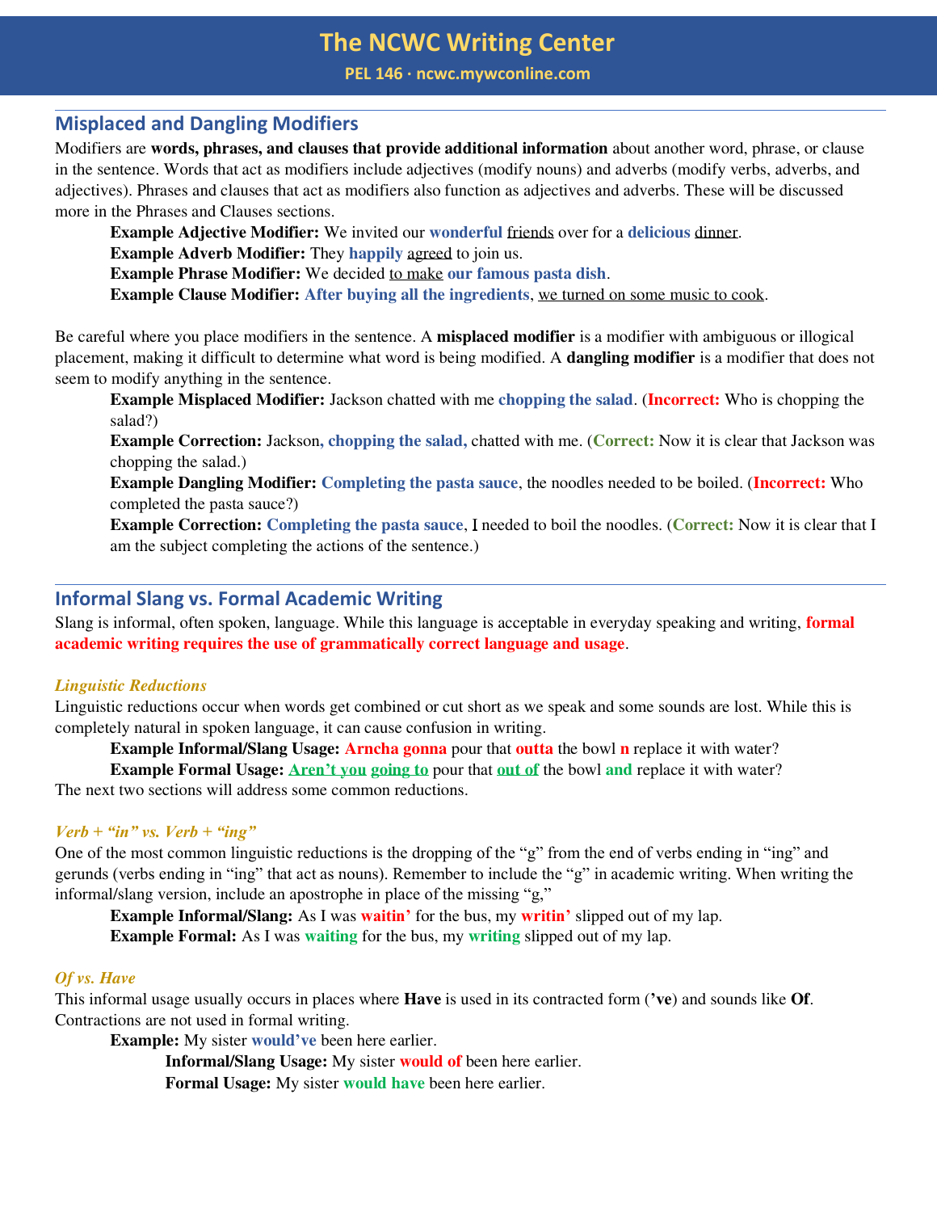## Misplaced and Dangling Modifiers

Modifiers are **words, phrases, and clauses that provide additional information** about another word, phrase, or clause in the sentence. Words that act as modifiers include adjectives (modify nouns) and adverbs (modify verbs, adverbs, and adjectives). Phrases and clauses that act as modifiers also function as adjectives and adverbs. These will be discussed more in the Phrases and Clauses sections.

**Example Adjective Modifier:** We invited our **wonderful** friends over for a **delicious** dinner.
**Example Adverb Modifier:** They **happily** agreed to join us.
**Example Phrase Modifier:** We decided to make **our famous pasta dish**.
**Example Clause Modifier:** **After buying all the ingredients**, we turned on some music to cook.

Be careful where you place modifiers in the sentence. A **misplaced modifier** is a modifier with ambiguous or illogical placement, making it difficult to determine what word is being modified. A **dangling modifier** is a modifier that does not seem to modify anything in the sentence.

**Example Misplaced Modifier:** Jackson chatted with me **chopping the salad**. (**Incorrect:** Who is chopping the salad?)
**Example Correction:** Jackson**, chopping the salad,** chatted with me. (**Correct:** Now it is clear that Jackson was chopping the salad.)
**Example Dangling Modifier:** **Completing the pasta sauce**, the noodles needed to be boiled. (**Incorrect:** Who completed the pasta sauce?)
**Example Correction:** **Completing the pasta sauce**, I needed to boil the noodles. (**Correct:** Now it is clear that I am the subject completing the actions of the sentence.)

## Informal Slang vs. Formal Academic Writing

Slang is informal, often spoken, language. While this language is acceptable in everyday speaking and writing, **formal academic writing requires the use of grammatically correct language and usage**.

### *Linguistic Reductions*

Linguistic reductions occur when words get combined or cut short as we speak and some sounds are lost. While this is completely natural in spoken language, it can cause confusion in writing.

**Example Informal/Slang Usage:** **Arncha gonna** pour that **outta** the bowl **n** replace it with water?
**Example Formal Usage:** **Aren't you going to** pour that **out of** the bowl **and** replace it with water?

The next two sections will address some common reductions.

### *Verb + "in" vs. Verb + "ing"*

One of the most common linguistic reductions is the dropping of the "g" from the end of verbs ending in "ing" and gerunds (verbs ending in "ing" that act as nouns). Remember to include the "g" in academic writing. When writing the informal/slang version, include an apostrophe in place of the missing "g,"

**Example Informal/Slang:** As I was **waitin'** for the bus, my **writin'** slipped out of my lap.
**Example Formal:** As I was **waiting** for the bus, my **writing** slipped out of my lap.

### *Of vs. Have*

This informal usage usually occurs in places where **Have** is used in its contracted form (**'ve**) and sounds like **Of**. Contractions are not used in formal writing.

**Example:** My sister **would've** been here earlier.
**Informal/Slang Usage:** My sister **would of** been here earlier.
**Formal Usage:** My sister **would have** been here earlier.